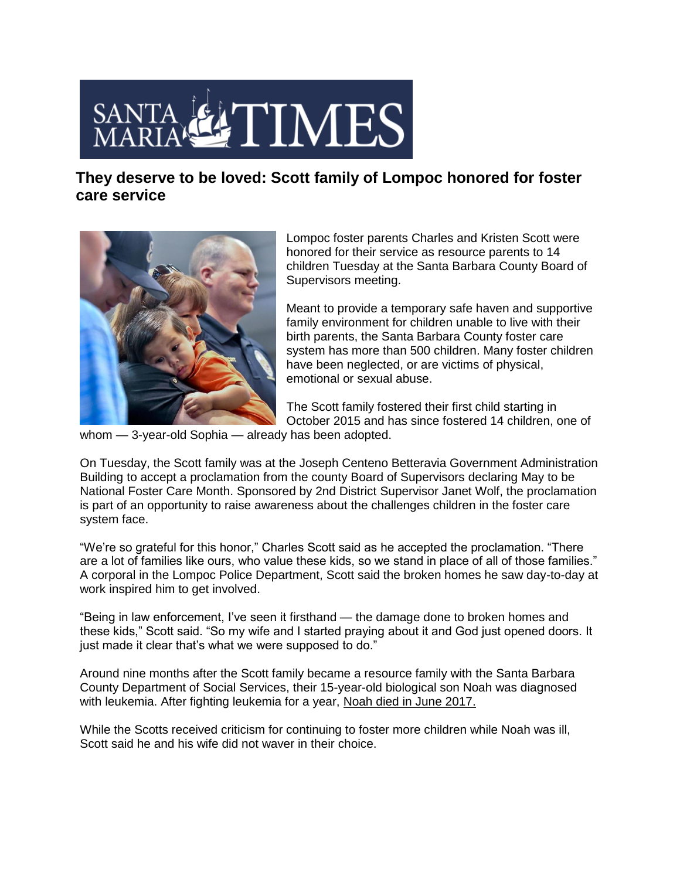SANTA MARIA TIMES

# They deserve to be loved: Scott family of Lompoc honored for foster care service

Lompoc foster parents Charles and Kristen Scott were honored for their service as resource parents to 14 children Tuesday at the Santa Barbara County Board of Supervisors meeting.

Meant to provide a temporary safe haven and supportive family environment for children unable to live with their birth parents, the Santa Barbara County foster care system has more than 500 children. Many foster children have been neglected, or are victims of physical, emotional or sexual abuse.

The Scott family fostered their first child starting in October 2015 and has since fostered 14 children, one of whom — 3-year-old Sophia — already has been adopted.

On Tuesday, the Scott family was at the Joseph Centeno Betteravia Government Administration Building to accept a proclamation from the county Board of Supervisors declaring May to be National Foster Care Month. Sponsored by 2nd District Supervisor Janet Wolf, the proclamation is part of an opportunity to raise awareness about the challenges children in the foster care system face.

"We're so grateful for this honor," Charles Scott said as he accepted the proclamation. "There are a lot of families like ours, who value these kids, so we stand in place of all of those families." A corporal in the Lompoc Police Department, Scott said the broken homes he saw day-to-day at work inspired him to get involved.

"Being in law enforcement, I've seen it firsthand — the damage done to broken homes and these kids," Scott said. "So my wife and I started praying about it and God just opened doors. It just made it clear that's what we were supposed to do."

Around nine months after the Scott family became a resource family with the Santa Barbara County Department of Social Services, their 15-year-old biological son Noah was diagnosed with leukemia. After fighting leukemia for a year, Noah died in June 2017.

While the Scotts received criticism for continuing to foster more children while Noah was ill, Scott said he and his wife did not waver in their choice.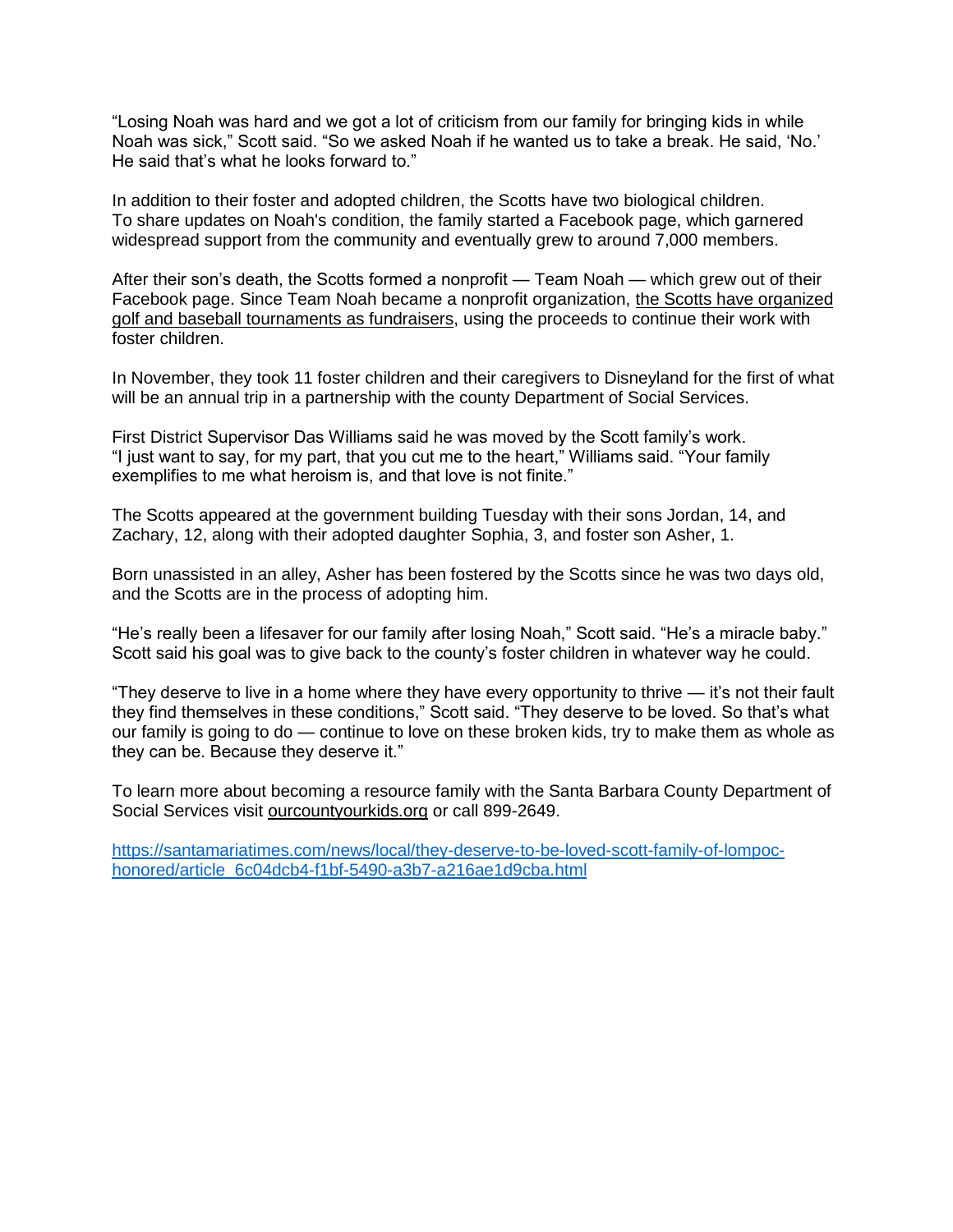“Losing Noah was hard and we got a lot of criticism from our family for bringing kids in while Noah was sick,” Scott said. “So we asked Noah if he wanted us to take a break. He said, ‘No.’ He said that’s what he looks forward to.”

In addition to their foster and adopted children, the Scotts have two biological children. To share updates on Noah's condition, the family started a Facebook page, which garnered widespread support from the community and eventually grew to around 7,000 members.

After their son’s death, the Scotts formed a nonprofit — Team Noah — which grew out of their Facebook page. Since Team Noah became a nonprofit organization, the Scotts have organized golf and baseball tournaments as fundraisers, using the proceeds to continue their work with foster children.

In November, they took 11 foster children and their caregivers to Disneyland for the first of what will be an annual trip in a partnership with the county Department of Social Services.

First District Supervisor Das Williams said he was moved by the Scott family’s work. “I just want to say, for my part, that you cut me to the heart,” Williams said. “Your family exemplifies to me what heroism is, and that love is not finite.”

The Scotts appeared at the government building Tuesday with their sons Jordan, 14, and Zachary, 12, along with their adopted daughter Sophia, 3, and foster son Asher, 1.

Born unassisted in an alley, Asher has been fostered by the Scotts since he was two days old, and the Scotts are in the process of adopting him.

“He’s really been a lifesaver for our family after losing Noah,” Scott said. “He’s a miracle baby.” Scott said his goal was to give back to the county’s foster children in whatever way he could.

“They deserve to live in a home where they have every opportunity to thrive — it’s not their fault they find themselves in these conditions,” Scott said. “They deserve to be loved. So that’s what our family is going to do — continue to love on these broken kids, try to make them as whole as they can be. Because they deserve it.”

To learn more about becoming a resource family with the Santa Barbara County Department of Social Services visit ourcountyourkids.org or call 899-2649.

https://santamariatimes.com/news/local/they-deserve-to-be-loved-scott-family-of-lompoc-honored/article_6c04dcb4-f1bf-5490-a3b7-a216ae1d9cba.html